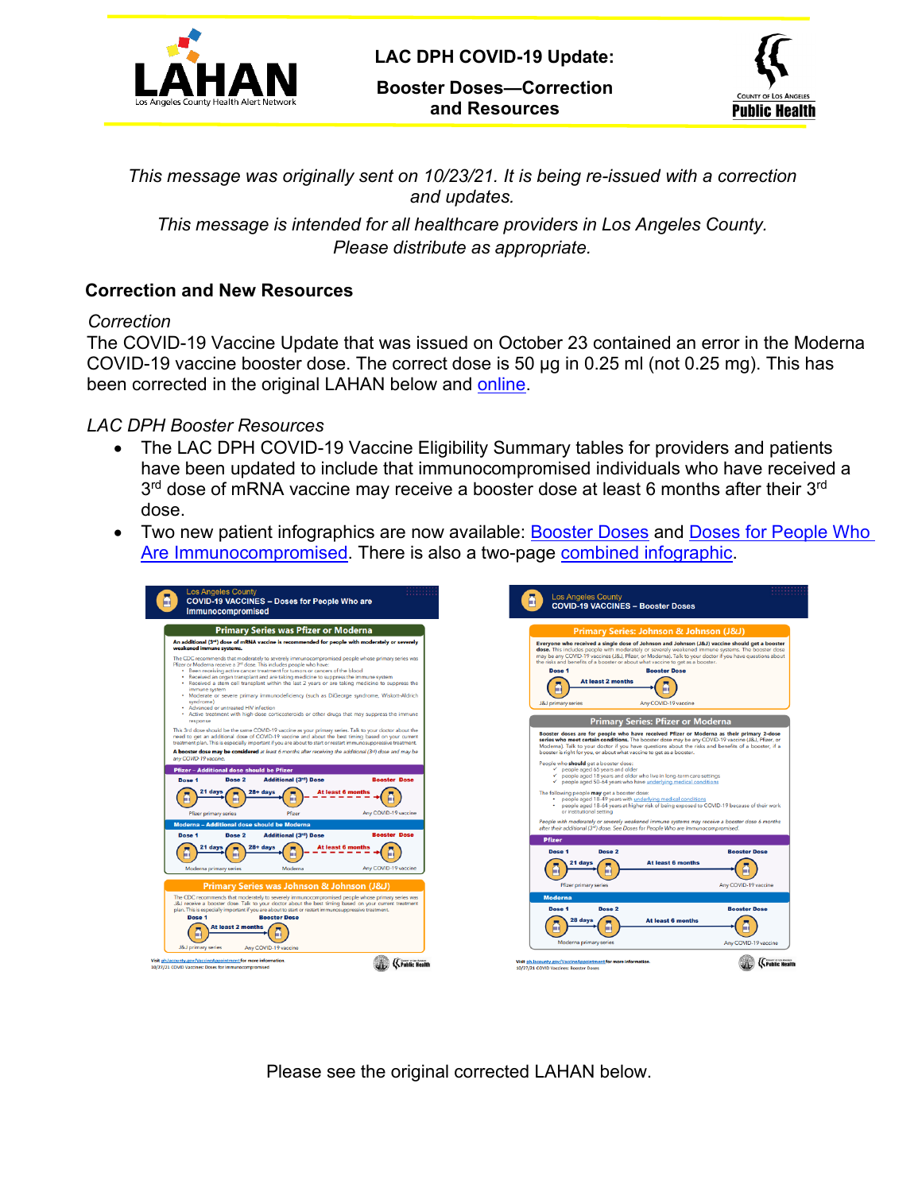# LAC DPH COVID-19 Update: Booster Doses—Correction and Resources

*This message was originally sent on 10/23/21. It is being re-issued with a correction and updates.*

*This message is intended for all healthcare providers in Los Angeles County. Please distribute as appropriate.*

## Correction and New Resources

*Correction*

The COVID-19 Vaccine Update that was issued on October 23 contained an error in the Moderna COVID-19 vaccine booster dose. The correct dose is 50 µg in 0.25 ml (not 0.25 mg). This has been corrected in the original LAHAN below and online.

*LAC DPH Booster Resources*

- The LAC DPH COVID-19 Vaccine Eligibility Summary tables for providers and patients have been updated to include that immunocompromised individuals who have received a 3rd dose of mRNA vaccine may receive a booster dose at least 6 months after their 3rd dose.
- Two new patient infographics are now available: Booster Doses and Doses for People Who Are Immunocompromised. There is also a two-page combined infographic.

Please see the original corrected LAHAN below.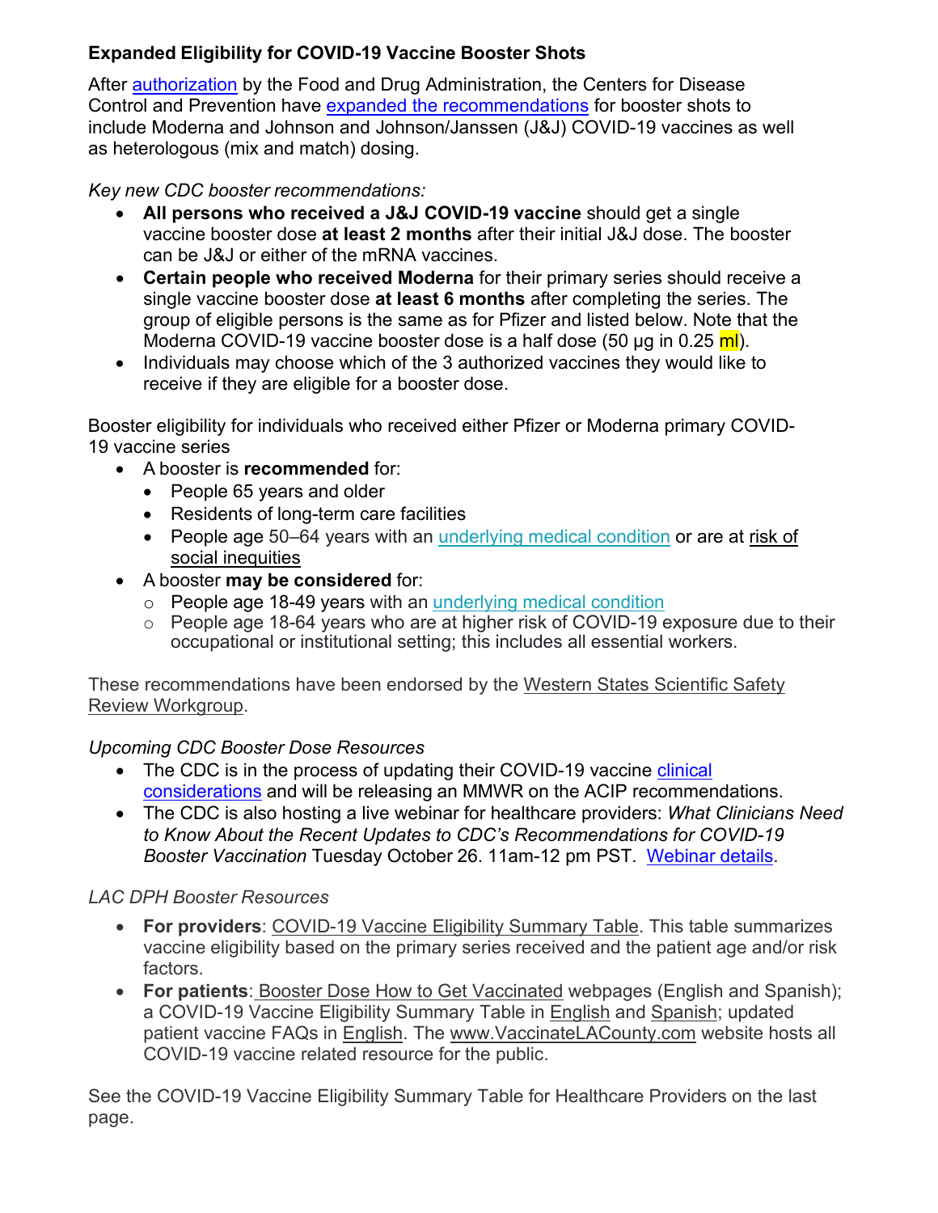**Expanded Eligibility for COVID-19 Vaccine Booster Shots**

After authorization by the Food and Drug Administration, the Centers for Disease Control and Prevention have expanded the recommendations for booster shots to include Moderna and Johnson and Johnson/Janssen (J&J) COVID-19 vaccines as well as heterologous (mix and match) dosing.

*Key new CDC booster recommendations:*

- **All persons who received a J&J COVID-19 vaccine** should get a single vaccine booster dose **at least 2 months** after their initial J&J dose. The booster can be J&J or either of the mRNA vaccines.
- **Certain people who received Moderna** for their primary series should receive a single vaccine booster dose **at least 6 months** after completing the series. The group of eligible persons is the same as for Pfizer and listed below. Note that the Moderna COVID-19 vaccine booster dose is a half dose (50 µg in 0.25 ml).
- Individuals may choose which of the 3 authorized vaccines they would like to receive if they are eligible for a booster dose.

Booster eligibility for individuals who received either Pfizer or Moderna primary COVID-19 vaccine series

- A booster is **recommended** for:
  - People 65 years and older
  - Residents of long-term care facilities
  - People age 50–64 years with an underlying medical condition or are at risk of social inequities
- A booster **may be considered** for:
  - People age 18-49 years with an underlying medical condition
  - People age 18-64 years who are at higher risk of COVID-19 exposure due to their occupational or institutional setting; this includes all essential workers.

These recommendations have been endorsed by the Western States Scientific Safety Review Workgroup.

*Upcoming CDC Booster Dose Resources*

- The CDC is in the process of updating their COVID-19 vaccine clinical considerations and will be releasing an MMWR on the ACIP recommendations.
- The CDC is also hosting a live webinar for healthcare providers: *What Clinicians Need to Know About the Recent Updates to CDC's Recommendations for COVID-19 Booster Vaccination* Tuesday October 26. 11am-12 pm PST. Webinar details.

*LAC DPH Booster Resources*

- **For providers**: COVID-19 Vaccine Eligibility Summary Table. This table summarizes vaccine eligibility based on the primary series received and the patient age and/or risk factors.
- **For patients**: Booster Dose How to Get Vaccinated webpages (English and Spanish); a COVID-19 Vaccine Eligibility Summary Table in English and Spanish; updated patient vaccine FAQs in English. The www.VaccinateLACounty.com website hosts all COVID-19 vaccine related resource for the public.

See the COVID-19 Vaccine Eligibility Summary Table for Healthcare Providers on the last page.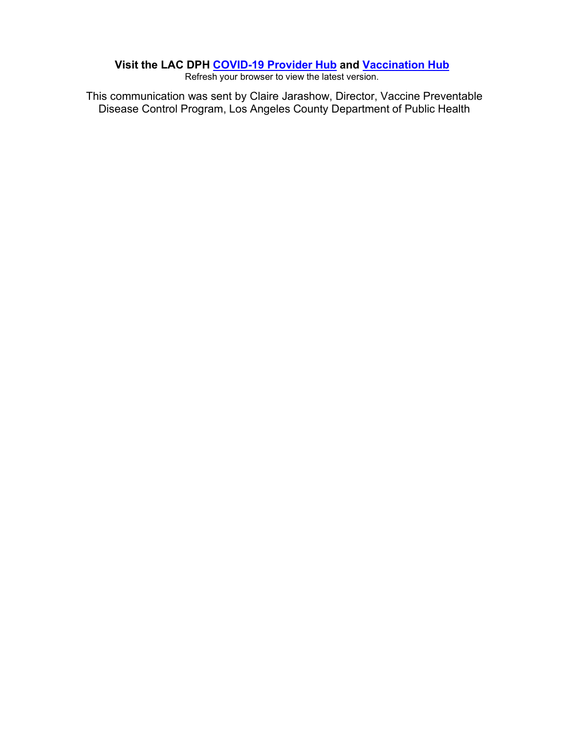**Visit the LAC DPH COVID-19 Provider Hub and Vaccination Hub**

Refresh your browser to view the latest version.

This communication was sent by Claire Jarashow, Director, Vaccine Preventable Disease Control Program, Los Angeles County Department of Public Health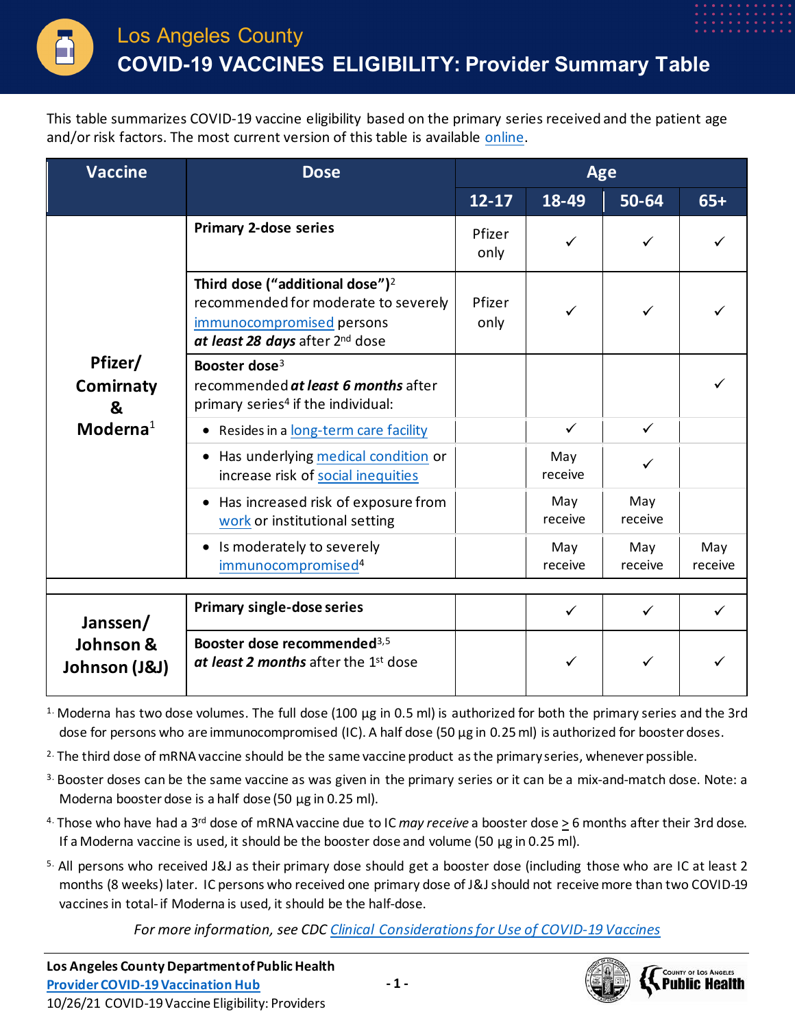# Los Angeles County

## COVID-19 VACCINES ELIGIBILITY: Provider Summary Table

This table summarizes COVID-19 vaccine eligibility based on the primary series received and the patient age and/or risk factors. The most current version of this table is available online.

| Vaccine | Dose | Age | | | |
|---|---|---|---|---|---|
| | | 12-17 | 18-49 | 50-64 | 65+ |
| Pfizer/ Comirnaty & Moderna[1] | **Primary 2-dose series** | Pfizer only | ✓ | ✓ | ✓ |
| | **Third dose ("additional dose")**[2] recommended for moderate to severely immunocompromised persons ***at least 28 days*** after 2nd dose | Pfizer only | ✓ | ✓ | ✓ |
| | **Booster dose**[3] recommended ***at least 6 months*** after primary series[4] if the individual: | | | | ✓ |
| | • Resides in a long-term care facility | | ✓ | ✓ | |
| | • Has underlying medical condition or increase risk of social inequities | | May receive | ✓ | |
| | • Has increased risk of exposure from work or institutional setting | | May receive | May receive | |
| | • Is moderately to severely immunocompromised[4] | | May receive | May receive | May receive |
| Janssen/ Johnson & Johnson (J&J) | **Primary single-dose series** | | ✓ | ✓ | ✓ |
| | **Booster dose recommended**[3,5] ***at least 2 months*** after the 1st dose | | ✓ | ✓ | ✓ |

1. Moderna has two dose volumes. The full dose (100 µg in 0.5 ml) is authorized for both the primary series and the 3rd dose for persons who are immunocompromised (IC). A half dose (50 µg in 0.25 ml) is authorized for booster doses.
2. The third dose of mRNA vaccine should be the same vaccine product as the primary series, whenever possible.
3. Booster doses can be the same vaccine as was given in the primary series or it can be a mix-and-match dose. Note: a Moderna booster dose is a half dose (50 µg in 0.25 ml).
4. Those who have had a 3rd dose of mRNA vaccine due to IC *may receive* a booster dose ≥ 6 months after their 3rd dose. If a Moderna vaccine is used, it should be the booster dose and volume (50 µg in 0.25 ml).
5. All persons who received J&J as their primary dose should get a booster dose (including those who are IC at least 2 months (8 weeks) later. IC persons who received one primary dose of J&J should not receive more than two COVID-19 vaccines in total- if Moderna is used, it should be the half-dose.

*For more information, see CDC Clinical Considerations for Use of COVID-19 Vaccines*

**Los Angeles County Department of Public Health**
**Provider COVID-19 Vaccination Hub**
10/26/21 COVID-19 Vaccine Eligibility: Providers